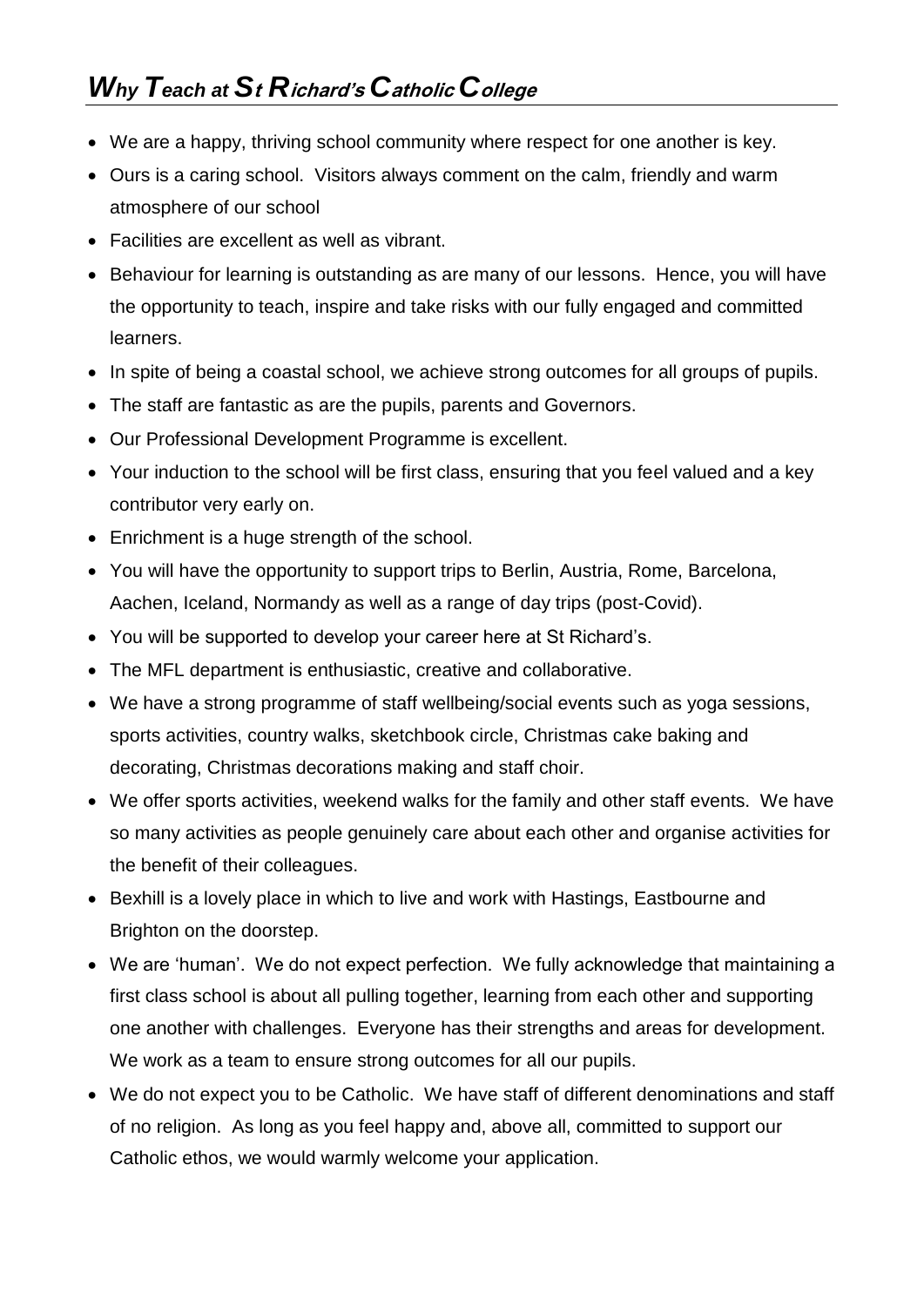# *Why Teach at St Richard's Catholic College*

- We are a happy, thriving school community where respect for one another is key.
- Ours is a caring school. Visitors always comment on the calm, friendly and warm atmosphere of our school
- Facilities are excellent as well as vibrant.
- Behaviour for learning is outstanding as are many of our lessons. Hence, you will have the opportunity to teach, inspire and take risks with our fully engaged and committed learners.
- In spite of being a coastal school, we achieve strong outcomes for all groups of pupils.
- The staff are fantastic as are the pupils, parents and Governors.
- Our Professional Development Programme is excellent.
- Your induction to the school will be first class, ensuring that you feel valued and a key contributor very early on.
- Enrichment is a huge strength of the school.
- You will have the opportunity to support trips to Berlin, Austria, Rome, Barcelona, Aachen, Iceland, Normandy as well as a range of day trips (post-Covid).
- You will be supported to develop your career here at St Richard's.
- The MFL department is enthusiastic, creative and collaborative.
- We have a strong programme of staff wellbeing/social events such as yoga sessions, sports activities, country walks, sketchbook circle, Christmas cake baking and decorating, Christmas decorations making and staff choir.
- We offer sports activities, weekend walks for the family and other staff events. We have so many activities as people genuinely care about each other and organise activities for the benefit of their colleagues.
- Bexhill is a lovely place in which to live and work with Hastings, Eastbourne and Brighton on the doorstep.
- We are 'human'. We do not expect perfection. We fully acknowledge that maintaining a first class school is about all pulling together, learning from each other and supporting one another with challenges. Everyone has their strengths and areas for development. We work as a team to ensure strong outcomes for all our pupils.
- We do not expect you to be Catholic. We have staff of different denominations and staff of no religion. As long as you feel happy and, above all, committed to support our Catholic ethos, we would warmly welcome your application.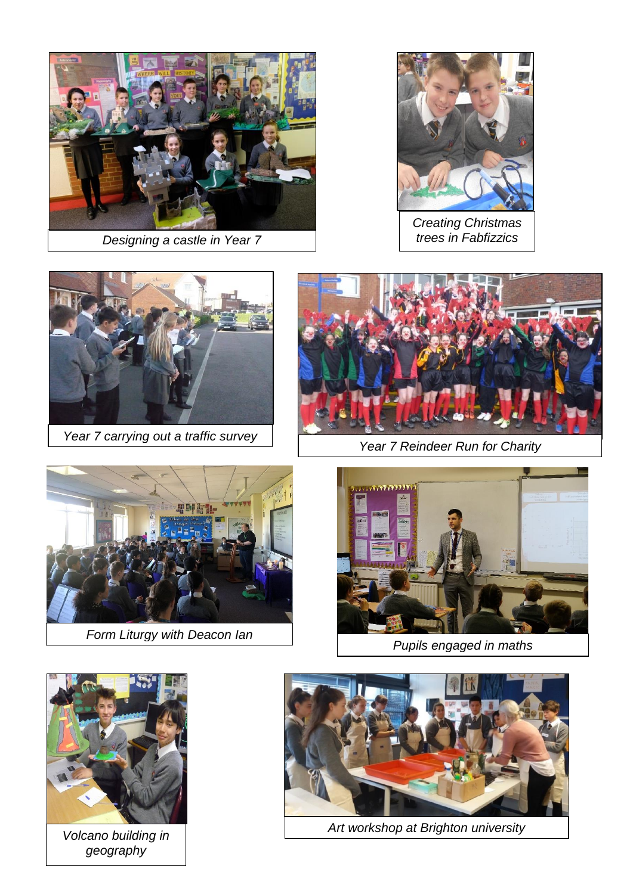*Designing a castle in Year 7*

*Creating Christmas trees in Fabfizzics*

*Year 7 carrying out a traffic survey*

*Year 7 Reindeer Run for Charity*

*Form Liturgy with Deacon Ian*

*Pupils engaged in maths*

*Volcano building in geography*

*Art workshop at Brighton university*